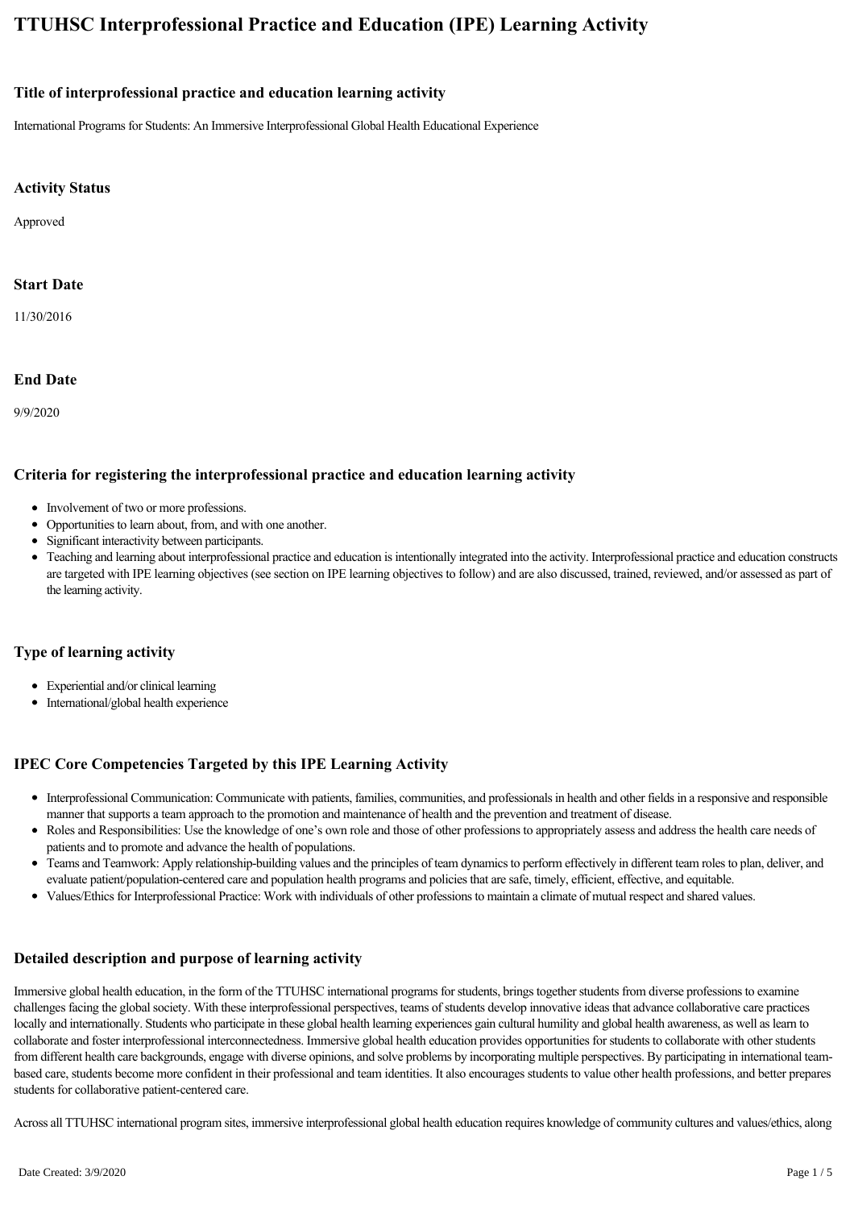# TTUHSC Interprofessional Practice and Education (IPE) Learning Activity

### Title of interprofessional practice and education learning activity

International Programs for Students: An Immersive Interprofessional Global Health Educational Experience

### Activity Status

Approved

### Start Date

11/30/2016

### End Date

9/9/2020

### Criteria for registering the interprofessional practice and education learning activity

- Involvement of two or more professions.
- Opportunities to learn about, from, and with one another.
- Significant interactivity between participants.
- Teaching and learning about interprofessional practice and education is intentionally integrated into the activity. Interprofessional practice and education constructs are targeted with IPE learning objectives (see section on IPE learning objectives to follow) and are also discussed, trained, reviewed, and/or assessed as part of the learning activity.

### Type of learning activity

- Experiential and/or clinical learning
- International/global health experience

### IPEC Core Competencies Targeted by this IPE Learning Activity

- Interprofessional Communication: Communicate with patients, families, communities, and professionals in health and other fields in a responsive and responsible manner that supports a team approach to the promotion and maintenance of health and the prevention and treatment of disease.
- Roles and Responsibilities: Use the knowledge of one's own role and those of other professions to appropriately assess and address the health care needs of patients and to promote and advance the health of populations.
- Teams and Teamwork: Apply relationship-building values and the principles of team dynamics to perform effectively in different team roles to plan, deliver, and evaluate patient/population-centered care and population health programs and policies that are safe, timely, efficient, effective, and equitable.
- Values/Ethics for Interprofessional Practice: Work with individuals of other professions to maintain a climate of mutual respect and shared values.

### Detailed description and purpose of learning activity

Immersive global health education, in the form of the TTUHSC international programs for students, brings together students from diverse professions to examine challenges facing the global society. With these interprofessional perspectives, teams of students develop innovative ideas that advance collaborative care practices locally and internationally. Students who participate in these global health learning experiences gain cultural humility and global health awareness, as well as learn to collaborate and foster interprofessional interconnectedness. Immersive global health education provides opportunities for students to collaborate with other students from different health care backgrounds, engage with diverse opinions, and solve problems by incorporating multiple perspectives. By participating in international team-based care, students become more confident in their professional and team identities. It also encourages students to value other health professions, and better prepares students for collaborative patient-centered care.

Across all TTUHSC international program sites, immersive interprofessional global health education requires knowledge of community cultures and values/ethics, along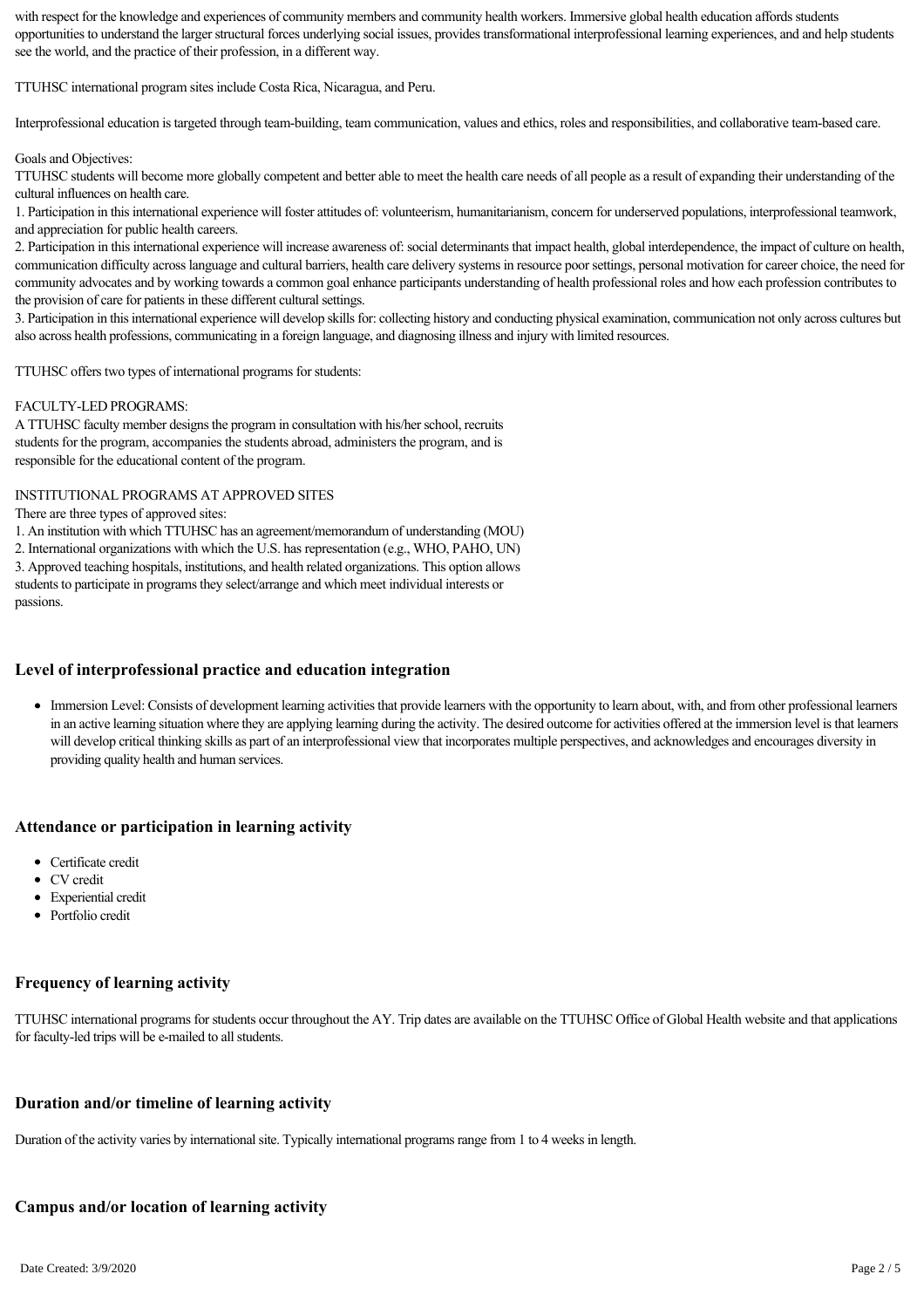with respect for the knowledge and experiences of community members and community health workers. Immersive global health education affords students opportunities to understand the larger structural forces underlying social issues, provides transformational interprofessional learning experiences, and and help students see the world, and the practice of their profession, in a different way.

TTUHSC international program sites include Costa Rica, Nicaragua, and Peru.

Interprofessional education is targeted through team-building, team communication, values and ethics, roles and responsibilities, and collaborative team-based care.

Goals and Objectives:
TTUHSC students will become more globally competent and better able to meet the health care needs of all people as a result of expanding their understanding of the cultural influences on health care.
1. Participation in this international experience will foster attitudes of: volunteerism, humanitarianism, concern for underserved populations, interprofessional teamwork, and appreciation for public health careers.
2. Participation in this international experience will increase awareness of: social determinants that impact health, global interdependence, the impact of culture on health, communication difficulty across language and cultural barriers, health care delivery systems in resource poor settings, personal motivation for career choice, the need for community advocates and by working towards a common goal enhance participants understanding of health professional roles and how each profession contributes to the provision of care for patients in these different cultural settings.
3. Participation in this international experience will develop skills for: collecting history and conducting physical examination, communication not only across cultures but also across health professions, communicating in a foreign language, and diagnosing illness and injury with limited resources.

TTUHSC offers two types of international programs for students:

FACULTY-LED PROGRAMS:
A TTUHSC faculty member designs the program in consultation with his/her school, recruits students for the program, accompanies the students abroad, administers the program, and is responsible for the educational content of the program.

INSTITUTIONAL PROGRAMS AT APPROVED SITES
There are three types of approved sites:
1. An institution with which TTUHSC has an agreement/memorandum of understanding (MOU)
2. International organizations with which the U.S. has representation (e.g., WHO, PAHO, UN)
3. Approved teaching hospitals, institutions, and health related organizations. This option allows students to participate in programs they select/arrange and which meet individual interests or passions.

### Level of interprofessional practice and education integration

- Immersion Level: Consists of development learning activities that provide learners with the opportunity to learn about, with, and from other professional learners in an active learning situation where they are applying learning during the activity. The desired outcome for activities offered at the immersion level is that learners will develop critical thinking skills as part of an interprofessional view that incorporates multiple perspectives, and acknowledges and encourages diversity in providing quality health and human services.

### Attendance or participation in learning activity

- Certificate credit
- CV credit
- Experiential credit
- Portfolio credit

### Frequency of learning activity

TTUHSC international programs for students occur throughout the AY. Trip dates are available on the TTUHSC Office of Global Health website and that applications for faculty-led trips will be e-mailed to all students.

### Duration and/or timeline of learning activity

Duration of the activity varies by international site. Typically international programs range from 1 to 4 weeks in length.

### Campus and/or location of learning activity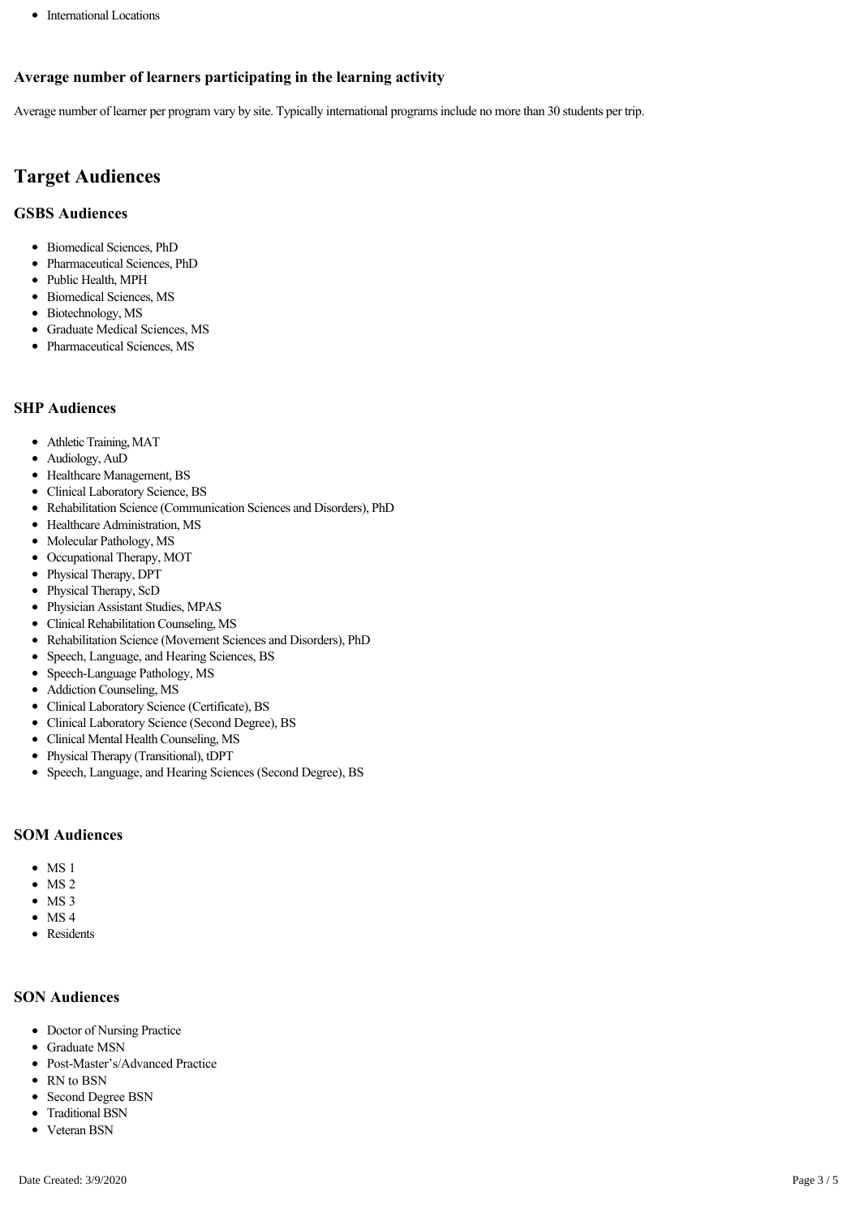- International Locations

### Average number of learners participating in the learning activity

Average number of learner per program vary by site. Typically international programs include no more than 30 students per trip.

## Target Audiences

### GSBS Audiences

- Biomedical Sciences, PhD
- Pharmaceutical Sciences, PhD
- Public Health, MPH
- Biomedical Sciences, MS
- Biotechnology, MS
- Graduate Medical Sciences, MS
- Pharmaceutical Sciences, MS

### SHP Audiences

- Athletic Training, MAT
- Audiology, AuD
- Healthcare Management, BS
- Clinical Laboratory Science, BS
- Rehabilitation Science (Communication Sciences and Disorders), PhD
- Healthcare Administration, MS
- Molecular Pathology, MS
- Occupational Therapy, MOT
- Physical Therapy, DPT
- Physical Therapy, ScD
- Physician Assistant Studies, MPAS
- Clinical Rehabilitation Counseling, MS
- Rehabilitation Science (Movement Sciences and Disorders), PhD
- Speech, Language, and Hearing Sciences, BS
- Speech-Language Pathology, MS
- Addiction Counseling, MS
- Clinical Laboratory Science (Certificate), BS
- Clinical Laboratory Science (Second Degree), BS
- Clinical Mental Health Counseling, MS
- Physical Therapy (Transitional), tDPT
- Speech, Language, and Hearing Sciences (Second Degree), BS

### SOM Audiences

- MS 1
- MS 2
- MS 3
- MS 4
- Residents

### SON Audiences

- Doctor of Nursing Practice
- Graduate MSN
- Post-Master's/Advanced Practice
- RN to BSN
- Second Degree BSN
- Traditional BSN
- Veteran BSN

Date Created: 3/9/2020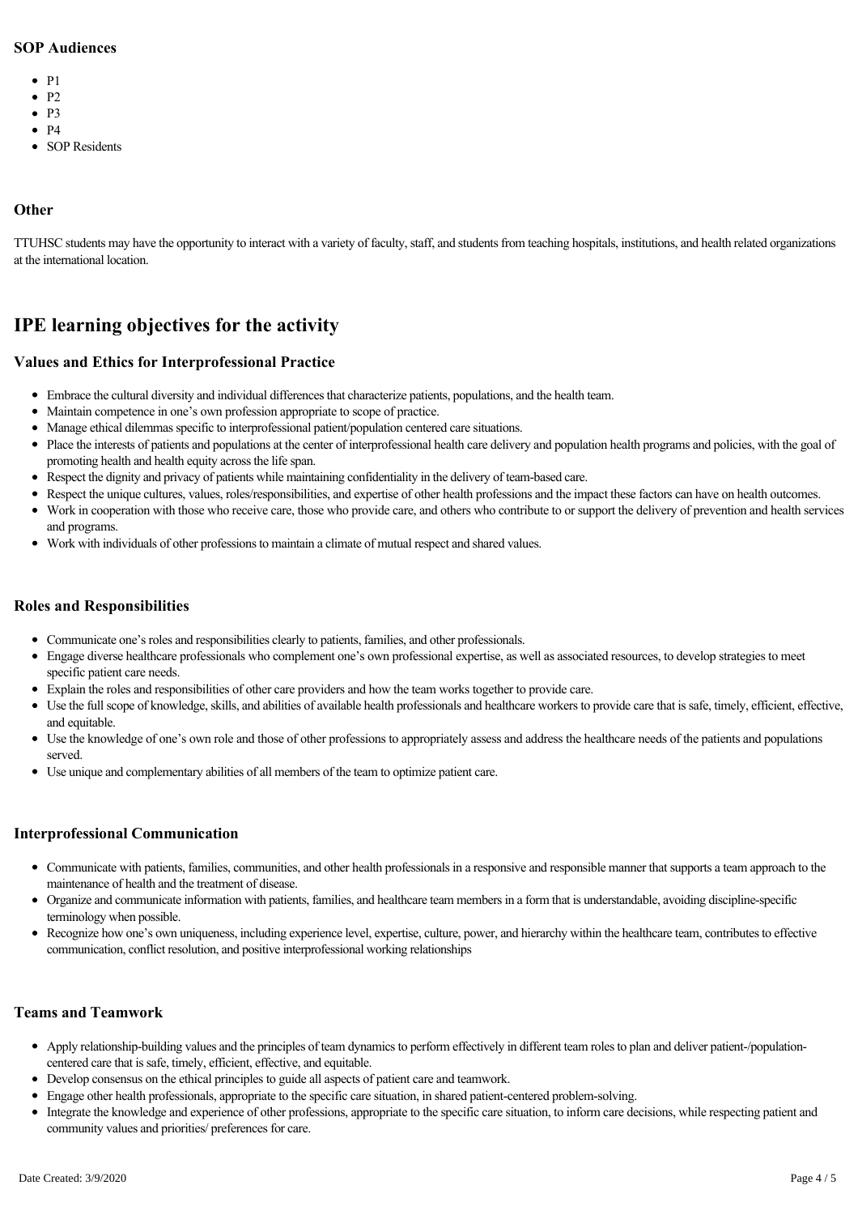### SOP Audiences

- P1
- P2
- P3
- P4
- SOP Residents

### Other

TTUHSC students may have the opportunity to interact with a variety of faculty, staff, and students from teaching hospitals, institutions, and health related organizations at the international location.

## IPE learning objectives for the activity

### Values and Ethics for Interprofessional Practice

- Embrace the cultural diversity and individual differences that characterize patients, populations, and the health team.
- Maintain competence in one's own profession appropriate to scope of practice.
- Manage ethical dilemmas specific to interprofessional patient/population centered care situations.
- Place the interests of patients and populations at the center of interprofessional health care delivery and population health programs and policies, with the goal of promoting health and health equity across the life span.
- Respect the dignity and privacy of patients while maintaining confidentiality in the delivery of team-based care.
- Respect the unique cultures, values, roles/responsibilities, and expertise of other health professions and the impact these factors can have on health outcomes.
- Work in cooperation with those who receive care, those who provide care, and others who contribute to or support the delivery of prevention and health services and programs.
- Work with individuals of other professions to maintain a climate of mutual respect and shared values.

### Roles and Responsibilities

- Communicate one's roles and responsibilities clearly to patients, families, and other professionals.
- Engage diverse healthcare professionals who complement one's own professional expertise, as well as associated resources, to develop strategies to meet specific patient care needs.
- Explain the roles and responsibilities of other care providers and how the team works together to provide care.
- Use the full scope of knowledge, skills, and abilities of available health professionals and healthcare workers to provide care that is safe, timely, efficient, effective, and equitable.
- Use the knowledge of one's own role and those of other professions to appropriately assess and address the healthcare needs of the patients and populations served.
- Use unique and complementary abilities of all members of the team to optimize patient care.

### Interprofessional Communication

- Communicate with patients, families, communities, and other health professionals in a responsive and responsible manner that supports a team approach to the maintenance of health and the treatment of disease.
- Organize and communicate information with patients, families, and healthcare team members in a form that is understandable, avoiding discipline-specific terminology when possible.
- Recognize how one's own uniqueness, including experience level, expertise, culture, power, and hierarchy within the healthcare team, contributes to effective communication, conflict resolution, and positive interprofessional working relationships

### Teams and Teamwork

- Apply relationship-building values and the principles of team dynamics to perform effectively in different team roles to plan and deliver patient-/population-centered care that is safe, timely, efficient, effective, and equitable.
- Develop consensus on the ethical principles to guide all aspects of patient care and teamwork.
- Engage other health professionals, appropriate to the specific care situation, in shared patient-centered problem-solving.
- Integrate the knowledge and experience of other professions, appropriate to the specific care situation, to inform care decisions, while respecting patient and community values and priorities/ preferences for care.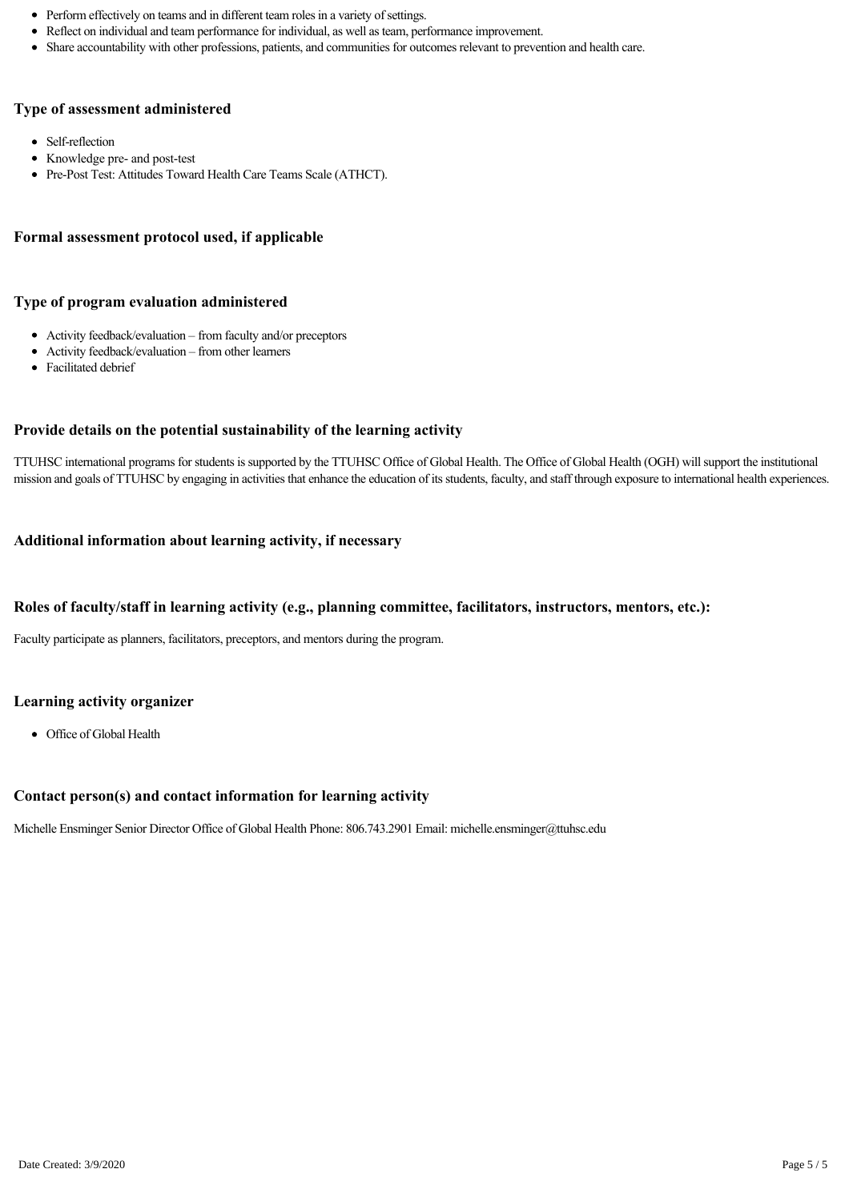- Perform effectively on teams and in different team roles in a variety of settings.
- Reflect on individual and team performance for individual, as well as team, performance improvement.
- Share accountability with other professions, patients, and communities for outcomes relevant to prevention and health care.

### Type of assessment administered

- Self-reflection
- Knowledge pre- and post-test
- Pre-Post Test: Attitudes Toward Health Care Teams Scale (ATHCT).

### Formal assessment protocol used, if applicable

### Type of program evaluation administered

- Activity feedback/evaluation – from faculty and/or preceptors
- Activity feedback/evaluation – from other learners
- Facilitated debrief

### Provide details on the potential sustainability of the learning activity

TTUHSC international programs for students is supported by the TTUHSC Office of Global Health. The Office of Global Health (OGH) will support the institutional mission and goals of TTUHSC by engaging in activities that enhance the education of its students, faculty, and staff through exposure to international health experiences.

### Additional information about learning activity, if necessary

### Roles of faculty/staff in learning activity (e.g., planning committee, facilitators, instructors, mentors, etc.):

Faculty participate as planners, facilitators, preceptors, and mentors during the program.

### Learning activity organizer

- Office of Global Health

### Contact person(s) and contact information for learning activity

Michelle Ensminger Senior Director Office of Global Health Phone: 806.743.2901 Email: michelle.ensminger@ttuhsc.edu

Date Created: 3/9/2020